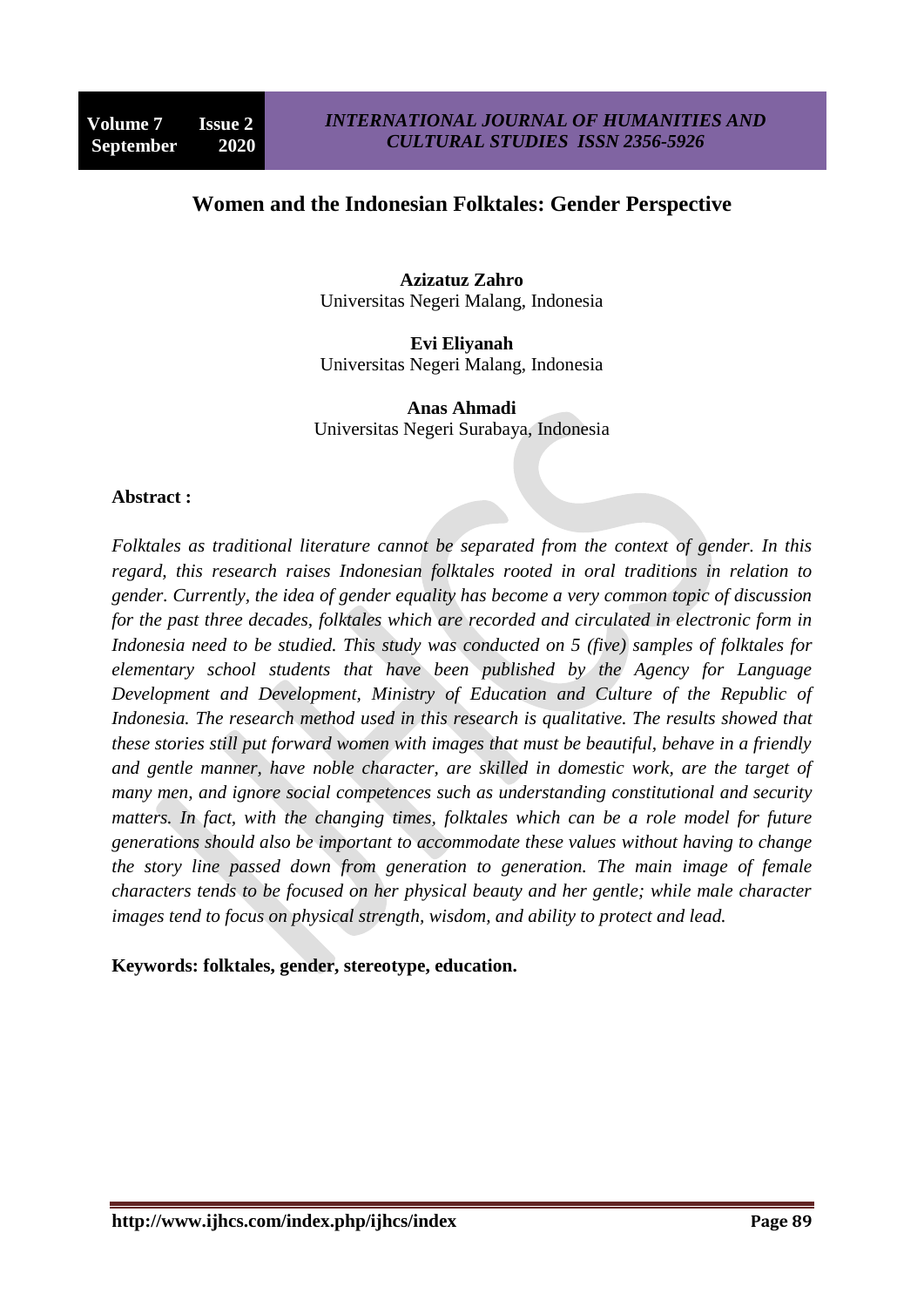# Women and the Indonesian Folktales: Gender Perspective

**Azizatuz Zahro**
Universitas Negeri Malang, Indonesia

**Evi Eliyanah**
Universitas Negeri Malang, Indonesia

**Anas Ahmadi**
Universitas Negeri Surabaya, Indonesia

**Abstract :**

*Folktales as traditional literature cannot be separated from the context of gender. In this regard, this research raises Indonesian folktales rooted in oral traditions in relation to gender. Currently, the idea of gender equality has become a very common topic of discussion for the past three decades, folktales which are recorded and circulated in electronic form in Indonesia need to be studied. This study was conducted on 5 (five) samples of folktales for elementary school students that have been published by the Agency for Language Development and Development, Ministry of Education and Culture of the Republic of Indonesia. The research method used in this research is qualitative. The results showed that these stories still put forward women with images that must be beautiful, behave in a friendly and gentle manner, have noble character, are skilled in domestic work, are the target of many men, and ignore social competences such as understanding constitutional and security matters. In fact, with the changing times, folktales which can be a role model for future generations should also be important to accommodate these values without having to change the story line passed down from generation to generation. The main image of female characters tends to be focused on her physical beauty and her gentle; while male character images tend to focus on physical strength, wisdom, and ability to protect and lead.*

**Keywords: folktales, gender, stereotype, education.**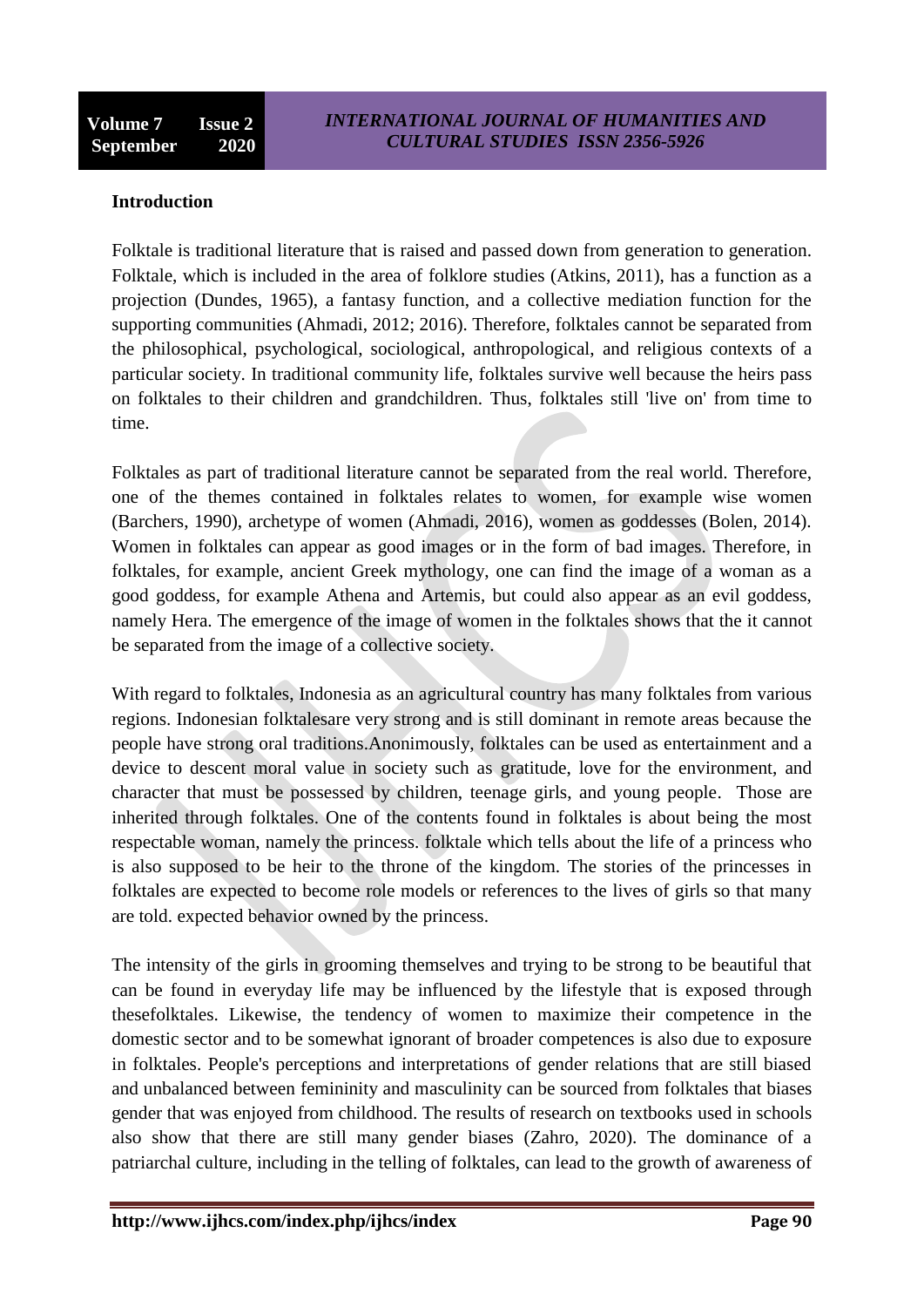**Introduction**

Folktale is traditional literature that is raised and passed down from generation to generation. Folktale, which is included in the area of folklore studies (Atkins, 2011), has a function as a projection (Dundes, 1965), a fantasy function, and a collective mediation function for the supporting communities (Ahmadi, 2012; 2016). Therefore, folktales cannot be separated from the philosophical, psychological, sociological, anthropological, and religious contexts of a particular society. In traditional community life, folktales survive well because the heirs pass on folktales to their children and grandchildren. Thus, folktales still 'live on' from time to time.

Folktales as part of traditional literature cannot be separated from the real world. Therefore, one of the themes contained in folktales relates to women, for example wise women (Barchers, 1990), archetype of women (Ahmadi, 2016), women as goddesses (Bolen, 2014). Women in folktales can appear as good images or in the form of bad images. Therefore, in folktales, for example, ancient Greek mythology, one can find the image of a woman as a good goddess, for example Athena and Artemis, but could also appear as an evil goddess, namely Hera. The emergence of the image of women in the folktales shows that the it cannot be separated from the image of a collective society.

With regard to folktales, Indonesia as an agricultural country has many folktales from various regions. Indonesian folktalesare very strong and is still dominant in remote areas because the people have strong oral traditions.Anonimously, folktales can be used as entertainment and a device to descent moral value in society such as gratitude, love for the environment, and character that must be possessed by children, teenage girls, and young people. Those are inherited through folktales. One of the contents found in folktales is about being the most respectable woman, namely the princess. folktale which tells about the life of a princess who is also supposed to be heir to the throne of the kingdom. The stories of the princesses in folktales are expected to become role models or references to the lives of girls so that many are told. expected behavior owned by the princess.

The intensity of the girls in grooming themselves and trying to be strong to be beautiful that can be found in everyday life may be influenced by the lifestyle that is exposed through thesefolktales. Likewise, the tendency of women to maximize their competence in the domestic sector and to be somewhat ignorant of broader competences is also due to exposure in folktales. People's perceptions and interpretations of gender relations that are still biased and unbalanced between femininity and masculinity can be sourced from folktales that biases gender that was enjoyed from childhood. The results of research on textbooks used in schools also show that there are still many gender biases (Zahro, 2020). The dominance of a patriarchal culture, including in the telling of folktales, can lead to the growth of awareness of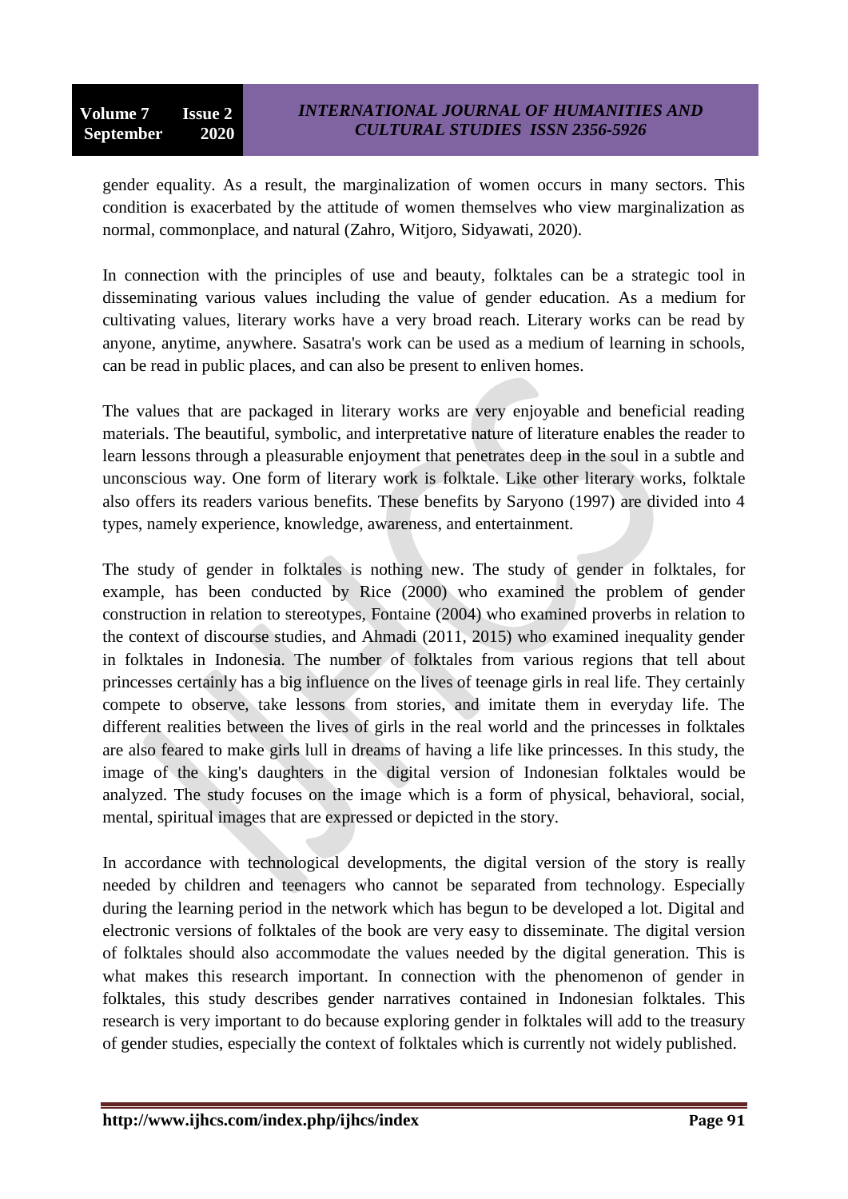gender equality. As a result, the marginalization of women occurs in many sectors. This condition is exacerbated by the attitude of women themselves who view marginalization as normal, commonplace, and natural (Zahro, Witjoro, Sidyawati, 2020).

In connection with the principles of use and beauty, folktales can be a strategic tool in disseminating various values including the value of gender education. As a medium for cultivating values, literary works have a very broad reach. Literary works can be read by anyone, anytime, anywhere. Sasatra's work can be used as a medium of learning in schools, can be read in public places, and can also be present to enliven homes.

The values that are packaged in literary works are very enjoyable and beneficial reading materials. The beautiful, symbolic, and interpretative nature of literature enables the reader to learn lessons through a pleasurable enjoyment that penetrates deep in the soul in a subtle and unconscious way. One form of literary work is folktale. Like other literary works, folktale also offers its readers various benefits. These benefits by Saryono (1997) are divided into 4 types, namely experience, knowledge, awareness, and entertainment.

The study of gender in folktales is nothing new. The study of gender in folktales, for example, has been conducted by Rice (2000) who examined the problem of gender construction in relation to stereotypes, Fontaine (2004) who examined proverbs in relation to the context of discourse studies, and Ahmadi (2011, 2015) who examined inequality gender in folktales in Indonesia. The number of folktales from various regions that tell about princesses certainly has a big influence on the lives of teenage girls in real life. They certainly compete to observe, take lessons from stories, and imitate them in everyday life. The different realities between the lives of girls in the real world and the princesses in folktales are also feared to make girls lull in dreams of having a life like princesses. In this study, the image of the king's daughters in the digital version of Indonesian folktales would be analyzed. The study focuses on the image which is a form of physical, behavioral, social, mental, spiritual images that are expressed or depicted in the story.

In accordance with technological developments, the digital version of the story is really needed by children and teenagers who cannot be separated from technology. Especially during the learning period in the network which has begun to be developed a lot. Digital and electronic versions of folktales of the book are very easy to disseminate. The digital version of folktales should also accommodate the values needed by the digital generation. This is what makes this research important. In connection with the phenomenon of gender in folktales, this study describes gender narratives contained in Indonesian folktales. This research is very important to do because exploring gender in folktales will add to the treasury of gender studies, especially the context of folktales which is currently not widely published.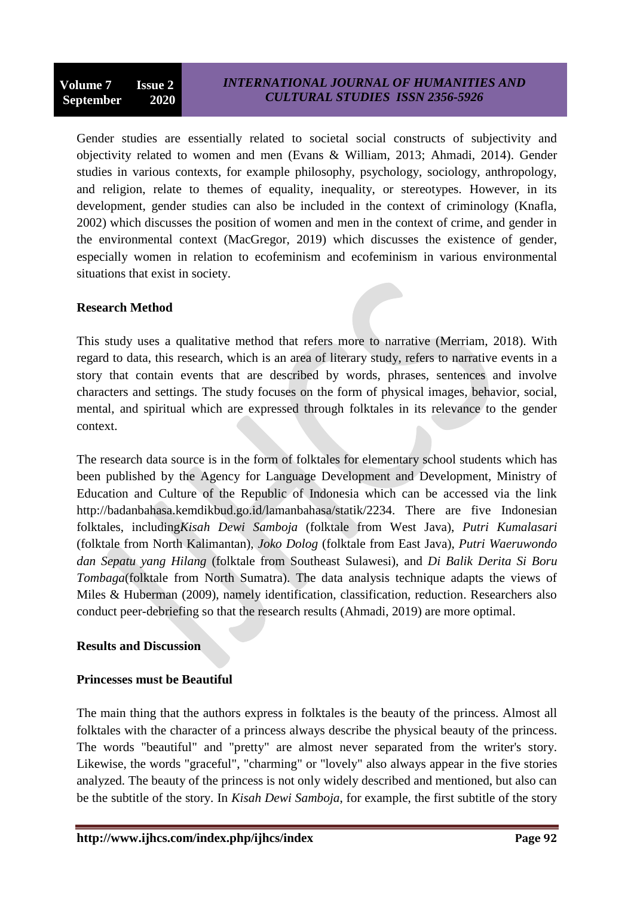Gender studies are essentially related to societal social constructs of subjectivity and objectivity related to women and men (Evans & William, 2013; Ahmadi, 2014). Gender studies in various contexts, for example philosophy, psychology, sociology, anthropology, and religion, relate to themes of equality, inequality, or stereotypes. However, in its development, gender studies can also be included in the context of criminology (Knafla, 2002) which discusses the position of women and men in the context of crime, and gender in the environmental context (MacGregor, 2019) which discusses the existence of gender, especially women in relation to ecofeminism and ecofeminism in various environmental situations that exist in society.

## Research Method

This study uses a qualitative method that refers more to narrative (Merriam, 2018). With regard to data, this research, which is an area of literary study, refers to narrative events in a story that contain events that are described by words, phrases, sentences and involve characters and settings. The study focuses on the form of physical images, behavior, social, mental, and spiritual which are expressed through folktales in its relevance to the gender context.

The research data source is in the form of folktales for elementary school students which has been published by the Agency for Language Development and Development, Ministry of Education and Culture of the Republic of Indonesia which can be accessed via the link http://badanbahasa.kemdikbud.go.id/lamanbahasa/statik/2234. There are five Indonesian folktales, including*Kisah Dewi Samboja* (folktale from West Java), *Putri Kumalasari* (folktale from North Kalimantan), *Joko Dolog* (folktale from East Java), *Putri Waeruwondo dan Sepatu yang Hilang* (folktale from Southeast Sulawesi), and *Di Balik Derita Si Boru Tombaga*(folktale from North Sumatra). The data analysis technique adapts the views of Miles & Huberman (2009), namely identification, classification, reduction. Researchers also conduct peer-debriefing so that the research results (Ahmadi, 2019) are more optimal.

## Results and Discussion

### Princesses must be Beautiful

The main thing that the authors express in folktales is the beauty of the princess. Almost all folktales with the character of a princess always describe the physical beauty of the princess. The words "beautiful" and "pretty" are almost never separated from the writer's story. Likewise, the words "graceful", "charming" or "lovely" also always appear in the five stories analyzed. The beauty of the princess is not only widely described and mentioned, but also can be the subtitle of the story. In *Kisah Dewi Samboja*, for example, the first subtitle of the story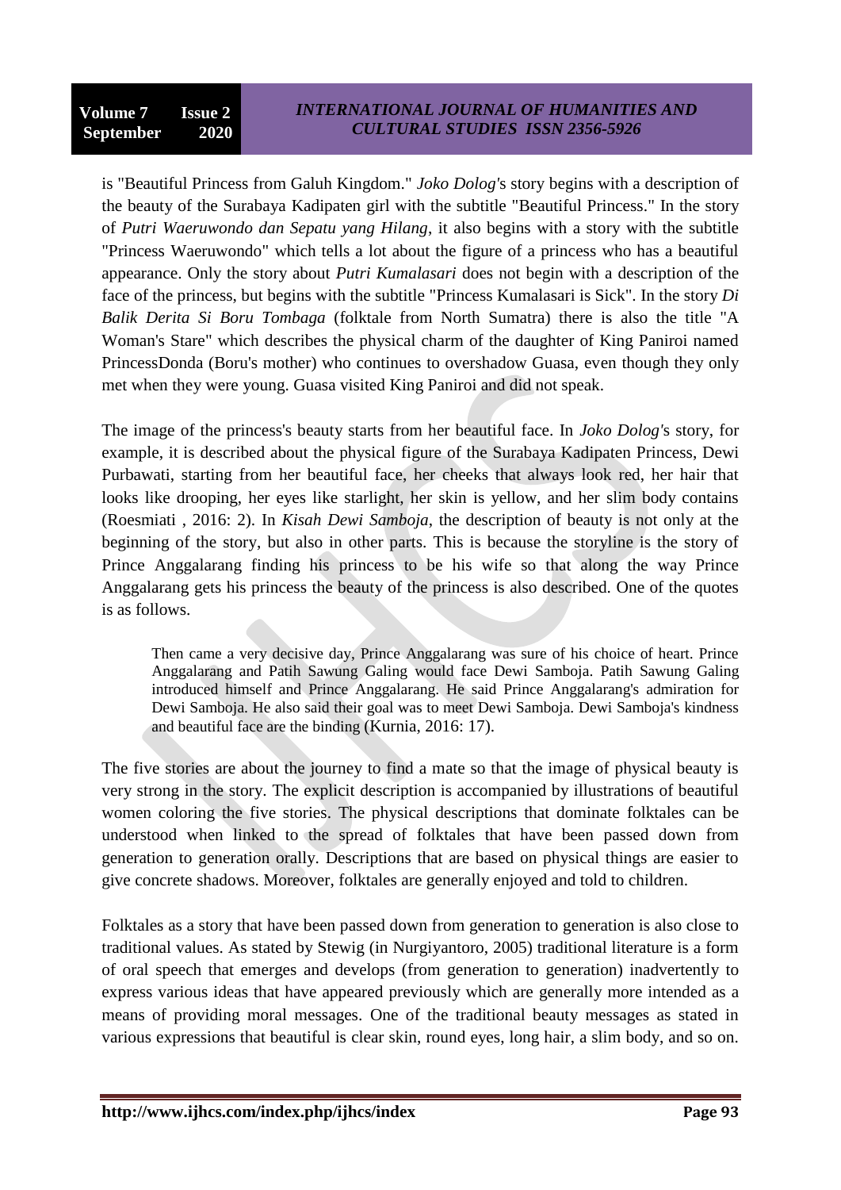is "Beautiful Princess from Galuh Kingdom." *Joko Dolog's* story begins with a description of the beauty of the Surabaya Kadipaten girl with the subtitle "Beautiful Princess." In the story of *Putri Waeruwondo dan Sepatu yang Hilang*, it also begins with a story with the subtitle "Princess Waeruwondo" which tells a lot about the figure of a princess who has a beautiful appearance. Only the story about *Putri Kumalasari* does not begin with a description of the face of the princess, but begins with the subtitle "Princess Kumalasari is Sick". In the story *Di Balik Derita Si Boru Tombaga* (folktale from North Sumatra) there is also the title "A Woman's Stare" which describes the physical charm of the daughter of King Paniroi named PrincessDonda (Boru's mother) who continues to overshadow Guasa, even though they only met when they were young. Guasa visited King Paniroi and did not speak.

The image of the princess's beauty starts from her beautiful face. In *Joko Dolog's* story, for example, it is described about the physical figure of the Surabaya Kadipaten Princess, Dewi Purbawati, starting from her beautiful face, her cheeks that always look red, her hair that looks like drooping, her eyes like starlight, her skin is yellow, and her slim body contains (Roesmiati , 2016: 2). In *Kisah Dewi Samboja*, the description of beauty is not only at the beginning of the story, but also in other parts. This is because the storyline is the story of Prince Anggalarang finding his princess to be his wife so that along the way Prince Anggalarang gets his princess the beauty of the princess is also described. One of the quotes is as follows.

> Then came a very decisive day, Prince Anggalarang was sure of his choice of heart. Prince Anggalarang and Patih Sawung Galing would face Dewi Samboja. Patih Sawung Galing introduced himself and Prince Anggalarang. He said Prince Anggalarang's admiration for Dewi Samboja. He also said their goal was to meet Dewi Samboja. Dewi Samboja's kindness and beautiful face are the binding (Kurnia, 2016: 17).

The five stories are about the journey to find a mate so that the image of physical beauty is very strong in the story. The explicit description is accompanied by illustrations of beautiful women coloring the five stories. The physical descriptions that dominate folktales can be understood when linked to the spread of folktales that have been passed down from generation to generation orally. Descriptions that are based on physical things are easier to give concrete shadows. Moreover, folktales are generally enjoyed and told to children.

Folktales as a story that have been passed down from generation to generation is also close to traditional values. As stated by Stewig (in Nurgiyantoro, 2005) traditional literature is a form of oral speech that emerges and develops (from generation to generation) inadvertently to express various ideas that have appeared previously which are generally more intended as a means of providing moral messages. One of the traditional beauty messages as stated in various expressions that beautiful is clear skin, round eyes, long hair, a slim body, and so on.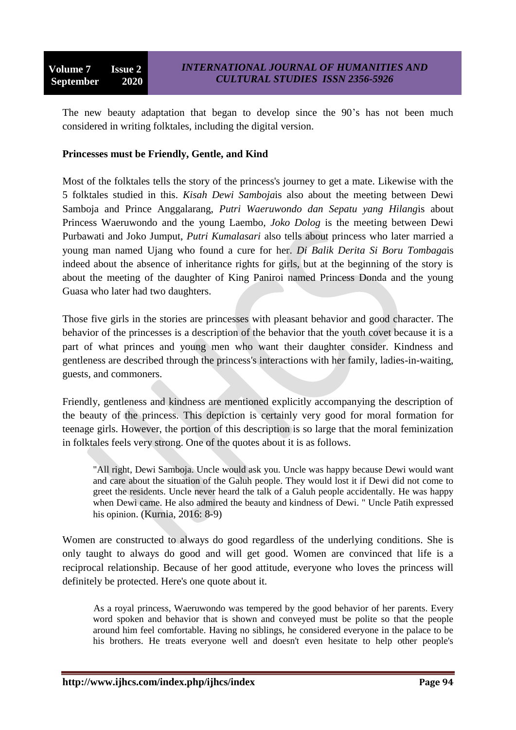The new beauty adaptation that began to develop since the 90's has not been much considered in writing folktales, including the digital version.

**Princesses must be Friendly, Gentle, and Kind**

Most of the folktales tells the story of the princess's journey to get a mate. Likewise with the 5 folktales studied in this. *Kisah Dewi Samboja*is also about the meeting between Dewi Samboja and Prince Anggalarang, *Putri Waeruwondo dan Sepatu yang Hilang*is about Princess Waeruwondo and the young Laembo, *Joko Dolog* is the meeting between Dewi Purbawati and Joko Jumput, *Putri Kumalasari* also tells about princess who later married a young man named Ujang who found a cure for her. *Di Balik Derita Si Boru Tombaga*is indeed about the absence of inheritance rights for girls, but at the beginning of the story is about the meeting of the daughter of King Paniroi named Princess Donda and the young Guasa who later had two daughters.

Those five girls in the stories are princesses with pleasant behavior and good character. The behavior of the princesses is a description of the behavior that the youth covet because it is a part of what princes and young men who want their daughter consider. Kindness and gentleness are described through the princess's interactions with her family, ladies-in-waiting, guests, and commoners.

Friendly, gentleness and kindness are mentioned explicitly accompanying the description of the beauty of the princess. This depiction is certainly very good for moral formation for teenage girls. However, the portion of this description is so large that the moral feminization in folktales feels very strong. One of the quotes about it is as follows.

> "All right, Dewi Samboja. Uncle would ask you. Uncle was happy because Dewi would want and care about the situation of the Galuh people. They would lost it if Dewi did not come to greet the residents. Uncle never heard the talk of a Galuh people accidentally. He was happy when Dewi came. He also admired the beauty and kindness of Dewi. " Uncle Patih expressed his opinion. (Kurnia, 2016: 8-9)

Women are constructed to always do good regardless of the underlying conditions. She is only taught to always do good and will get good. Women are convinced that life is a reciprocal relationship. Because of her good attitude, everyone who loves the princess will definitely be protected. Here's one quote about it.

> As a royal princess, Waeruwondo was tempered by the good behavior of her parents. Every word spoken and behavior that is shown and conveyed must be polite so that the people around him feel comfortable. Having no siblings, he considered everyone in the palace to be his brothers. He treats everyone well and doesn't even hesitate to help other people's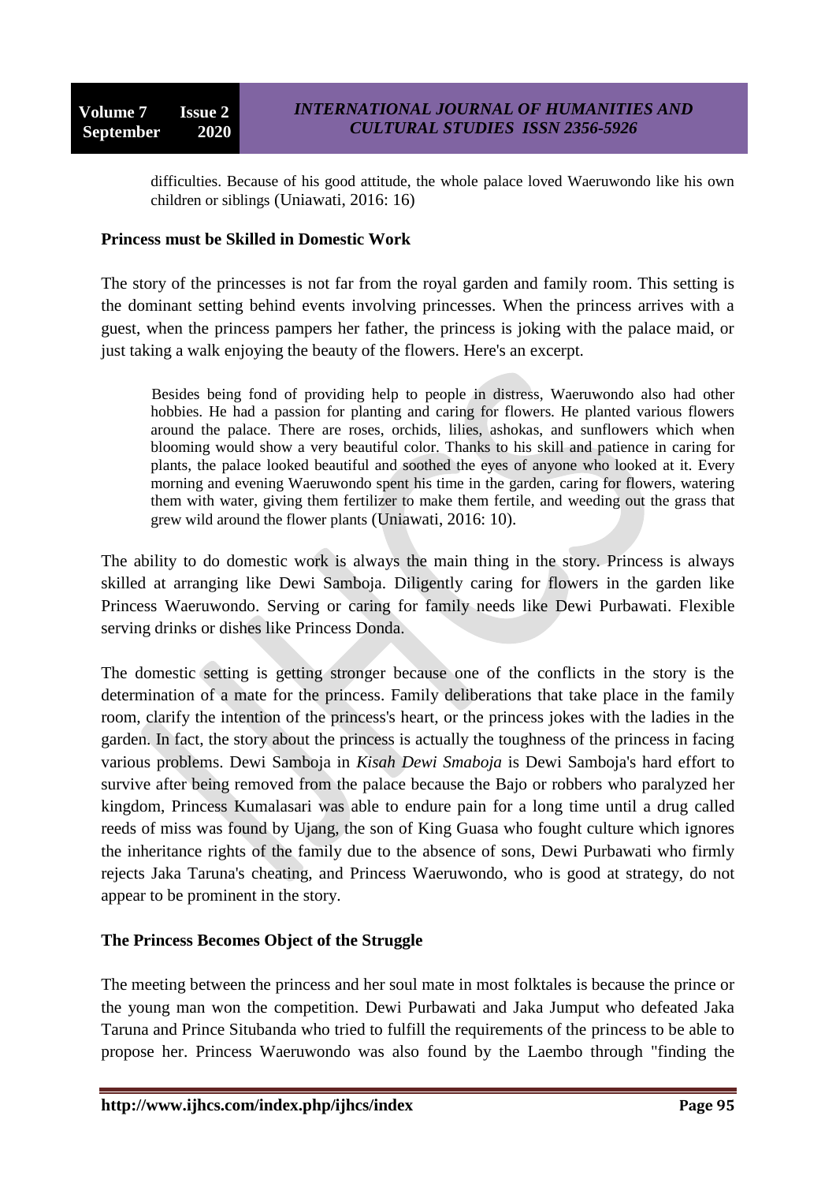difficulties. Because of his good attitude, the whole palace loved Waeruwondo like his own children or siblings (Uniawati, 2016: 16)

**Princess must be Skilled in Domestic Work**

The story of the princesses is not far from the royal garden and family room. This setting is the dominant setting behind events involving princesses. When the princess arrives with a guest, when the princess pampers her father, the princess is joking with the palace maid, or just taking a walk enjoying the beauty of the flowers. Here's an excerpt.

> Besides being fond of providing help to people in distress, Waeruwondo also had other hobbies. He had a passion for planting and caring for flowers. He planted various flowers around the palace. There are roses, orchids, lilies, ashokas, and sunflowers which when blooming would show a very beautiful color. Thanks to his skill and patience in caring for plants, the palace looked beautiful and soothed the eyes of anyone who looked at it. Every morning and evening Waeruwondo spent his time in the garden, caring for flowers, watering them with water, giving them fertilizer to make them fertile, and weeding out the grass that grew wild around the flower plants (Uniawati, 2016: 10).

The ability to do domestic work is always the main thing in the story. Princess is always skilled at arranging like Dewi Samboja. Diligently caring for flowers in the garden like Princess Waeruwondo. Serving or caring for family needs like Dewi Purbawati. Flexible serving drinks or dishes like Princess Donda.

The domestic setting is getting stronger because one of the conflicts in the story is the determination of a mate for the princess. Family deliberations that take place in the family room, clarify the intention of the princess's heart, or the princess jokes with the ladies in the garden. In fact, the story about the princess is actually the toughness of the princess in facing various problems. Dewi Samboja in *Kisah Dewi Smaboja* is Dewi Samboja's hard effort to survive after being removed from the palace because the Bajo or robbers who paralyzed her kingdom, Princess Kumalasari was able to endure pain for a long time until a drug called reeds of miss was found by Ujang, the son of King Guasa who fought culture which ignores the inheritance rights of the family due to the absence of sons, Dewi Purbawati who firmly rejects Jaka Taruna's cheating, and Princess Waeruwondo, who is good at strategy, do not appear to be prominent in the story.

**The Princess Becomes Object of the Struggle**

The meeting between the princess and her soul mate in most folktales is because the prince or the young man won the competition. Dewi Purbawati and Jaka Jumput who defeated Jaka Taruna and Prince Situbanda who tried to fulfill the requirements of the princess to be able to propose her. Princess Waeruwondo was also found by the Laembo through "finding the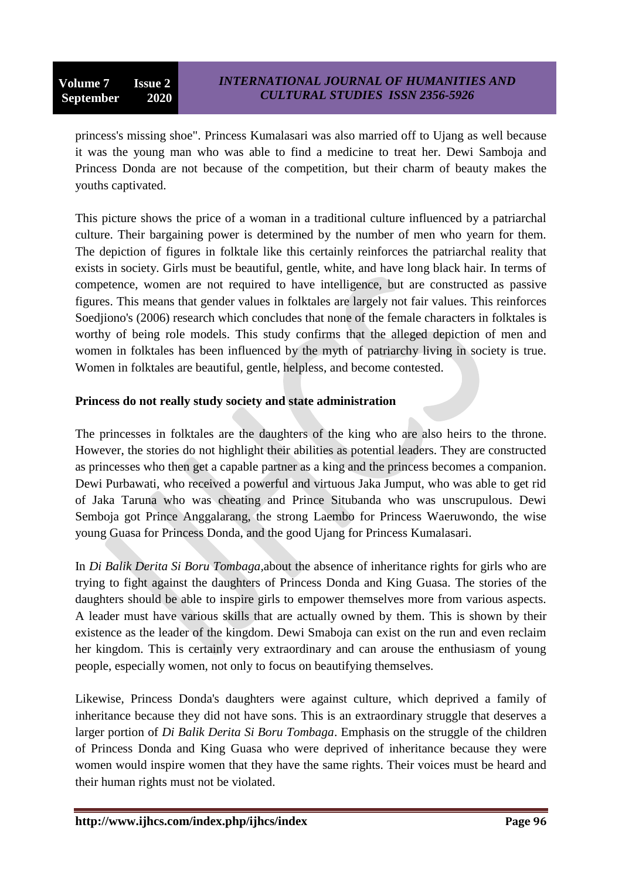princess's missing shoe". Princess Kumalasari was also married off to Ujang as well because it was the young man who was able to find a medicine to treat her. Dewi Samboja and Princess Donda are not because of the competition, but their charm of beauty makes the youths captivated.

This picture shows the price of a woman in a traditional culture influenced by a patriarchal culture. Their bargaining power is determined by the number of men who yearn for them. The depiction of figures in folktale like this certainly reinforces the patriarchal reality that exists in society. Girls must be beautiful, gentle, white, and have long black hair. In terms of competence, women are not required to have intelligence, but are constructed as passive figures. This means that gender values in folktales are largely not fair values. This reinforces Soedjiono's (2006) research which concludes that none of the female characters in folktales is worthy of being role models. This study confirms that the alleged depiction of men and women in folktales has been influenced by the myth of patriarchy living in society is true. Women in folktales are beautiful, gentle, helpless, and become contested.

**Princess do not really study society and state administration**

The princesses in folktales are the daughters of the king who are also heirs to the throne. However, the stories do not highlight their abilities as potential leaders. They are constructed as princesses who then get a capable partner as a king and the princess becomes a companion. Dewi Purbawati, who received a powerful and virtuous Jaka Jumput, who was able to get rid of Jaka Taruna who was cheating and Prince Situbanda who was unscrupulous. Dewi Semboja got Prince Anggalarang, the strong Laembo for Princess Waeruwondo, the wise young Guasa for Princess Donda, and the good Ujang for Princess Kumalasari.

In *Di Balik Derita Si Boru Tombaga,*about the absence of inheritance rights for girls who are trying to fight against the daughters of Princess Donda and King Guasa. The stories of the daughters should be able to inspire girls to empower themselves more from various aspects. A leader must have various skills that are actually owned by them. This is shown by their existence as the leader of the kingdom. Dewi Smaboja can exist on the run and even reclaim her kingdom. This is certainly very extraordinary and can arouse the enthusiasm of young people, especially women, not only to focus on beautifying themselves.

Likewise, Princess Donda's daughters were against culture, which deprived a family of inheritance because they did not have sons. This is an extraordinary struggle that deserves a larger portion of *Di Balik Derita Si Boru Tombaga*. Emphasis on the struggle of the children of Princess Donda and King Guasa who were deprived of inheritance because they were women would inspire women that they have the same rights. Their voices must be heard and their human rights must not be violated.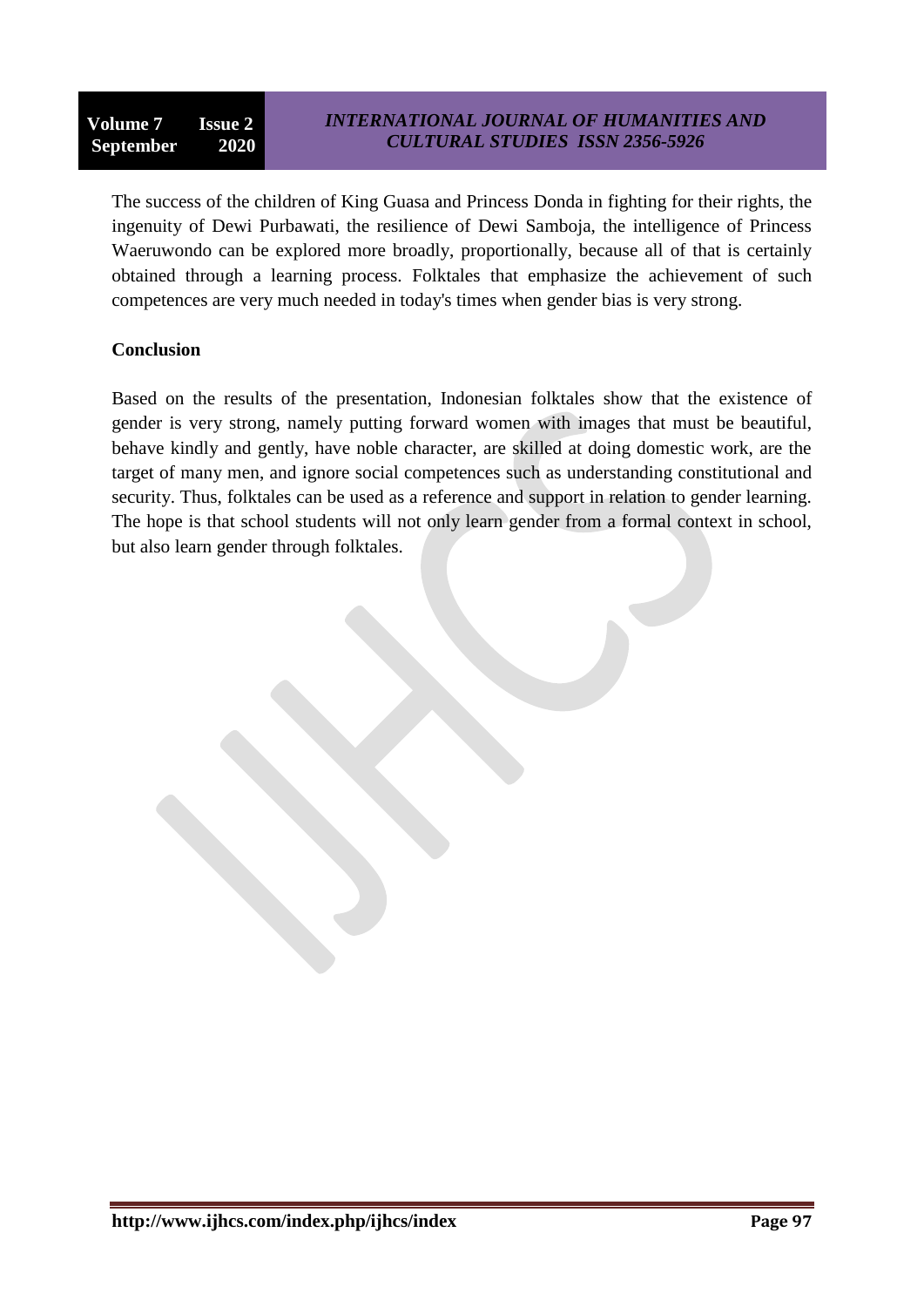The success of the children of King Guasa and Princess Donda in fighting for their rights, the ingenuity of Dewi Purbawati, the resilience of Dewi Samboja, the intelligence of Princess Waeruwondo can be explored more broadly, proportionally, because all of that is certainly obtained through a learning process. Folktales that emphasize the achievement of such competences are very much needed in today's times when gender bias is very strong.

## Conclusion

Based on the results of the presentation, Indonesian folktales show that the existence of gender is very strong, namely putting forward women with images that must be beautiful, behave kindly and gently, have noble character, are skilled at doing domestic work, are the target of many men, and ignore social competences such as understanding constitutional and security. Thus, folktales can be used as a reference and support in relation to gender learning. The hope is that school students will not only learn gender from a formal context in school, but also learn gender through folktales.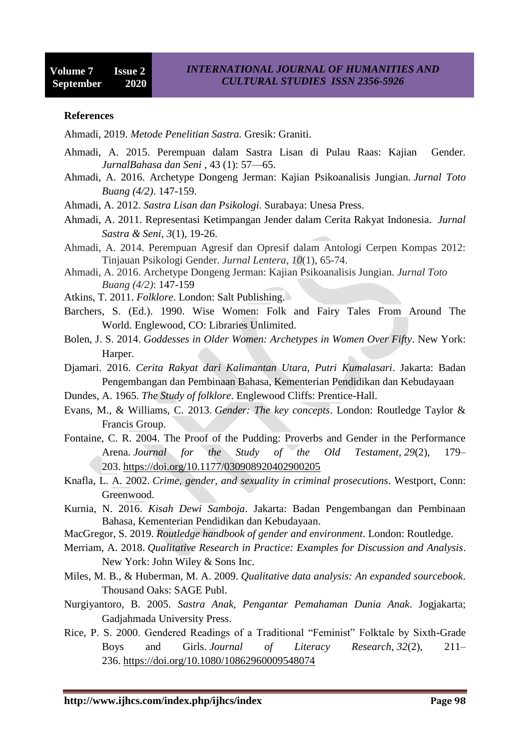## References

Ahmadi, 2019. *Metode Penelitian Sastra.* Gresik: Graniti.

Ahmadi, A. 2015. Perempuan dalam Sastra Lisan di Pulau Raas: Kajian Gender. *JurnalBahasa dan Seni* , 43 (1): 57—65.

Ahmadi, A. 2016. Archetype Dongeng Jerman: Kajian Psikoanalisis Jungian. *Jurnal Toto Buang (4/2)*. 147-159.

Ahmadi, A. 2012. *Sastra Lisan dan Psikologi.* Surabaya: Unesa Press.

Ahmadi, A. 2011. Representasi Ketimpangan Jender dalam Cerita Rakyat Indonesia. *Jurnal Sastra & Seni*, *3*(1), 19-26.

Ahmadi, A. 2014. Perempuan Agresif dan Opresif dalam Antologi Cerpen Kompas 2012: Tinjauan Psikologi Gender. *Jurnal Lentera*, *10*(1), 65-74.

Ahmadi, A. 2016. Archetype Dongeng Jerman: Kajian Psikoanalisis Jungian. *Jurnal Toto Buang (4/2)*: 147-159

Atkins, T. 2011. *Folklore*. London: Salt Publishing.

Barchers, S. (Ed.). 1990. Wise Women: Folk and Fairy Tales From Around The World. Englewood, CO: Libraries Unlimited.

Bolen, J. S. 2014. *Goddesses in Older Women: Archetypes in Women Over Fifty*. New York: Harper.

Djamari. 2016. *Cerita Rakyat dari Kalimantan Utara, Putri Kumalasari*. Jakarta: Badan Pengembangan dan Pembinaan Bahasa, Kementerian Pendidikan dan Kebudayaan

Dundes, A. 1965. *The Study of folklore*. Englewood Cliffs: Prentice-Hall.

Evans, M., & Williams, C. 2013. *Gender: The key concepts*. London: Routledge Taylor & Francis Group.

Fontaine, C. R. 2004. The Proof of the Pudding: Proverbs and Gender in the Performance Arena. *Journal for the Study of the Old Testament*, *29*(2), 179–203. https://doi.org/10.1177/030908920402900205

Knafla, L. A. 2002. *Crime, gender, and sexuality in criminal prosecutions*. Westport, Conn: Greenwood.

Kurnia, N. 2016. *Kisah Dewi Samboja*. Jakarta: Badan Pengembangan dan Pembinaan Bahasa, Kementerian Pendidikan dan Kebudayaan.

MacGregor, S. 2019. *Routledge handbook of gender and environment*. London: Routledge.

Merriam, A. 2018. *Qualitative Research in Practice: Examples for Discussion and Analysis*. New York: John Wiley & Sons Inc.

Miles, M. B., & Huberman, M. A. 2009. *Qualitative data analysis: An expanded sourcebook*. Thousand Oaks: SAGE Publ.

Nurgiyantoro, B. 2005. *Sastra Anak, Pengantar Pemahaman Dunia Anak*. Jogjakarta; Gadjahmada University Press.

Rice, P. S. 2000. Gendered Readings of a Traditional "Feminist" Folktale by Sixth-Grade Boys and Girls. *Journal of Literacy Research*, *32*(2), 211–236. https://doi.org/10.1080/10862960009548074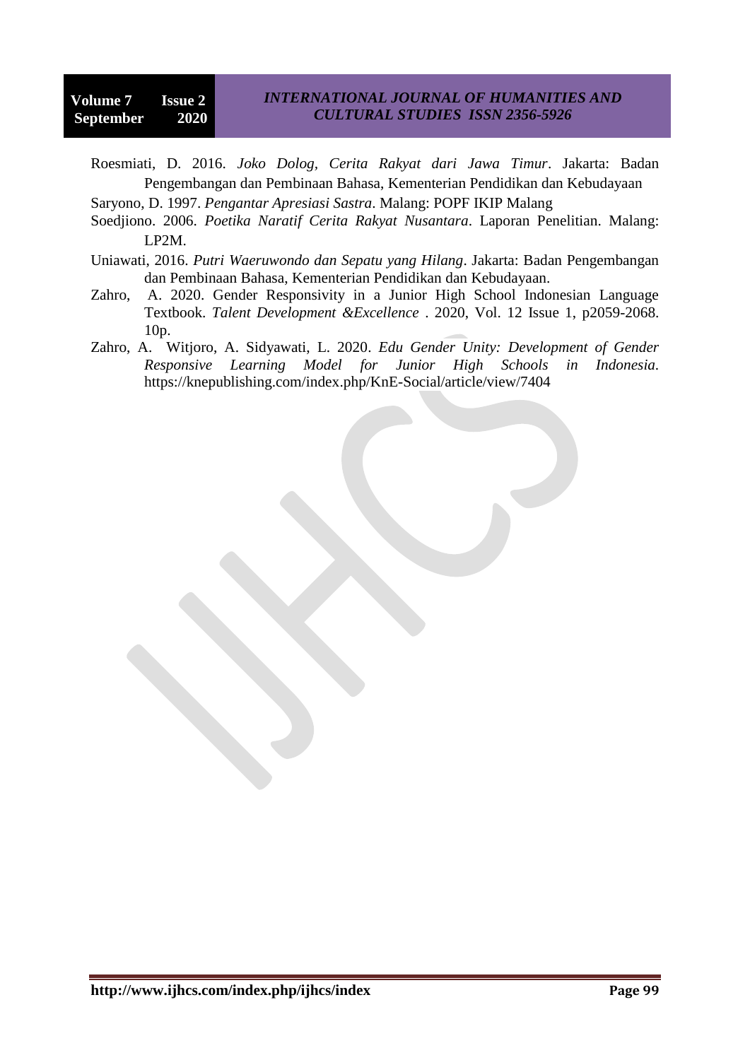Roesmiati, D. 2016. *Joko Dolog, Cerita Rakyat dari Jawa Timur*. Jakarta: Badan Pengembangan dan Pembinaan Bahasa, Kementerian Pendidikan dan Kebudayaan

Saryono, D. 1997. *Pengantar Apresiasi Sastra*. Malang: POPF IKIP Malang

Soedjiono. 2006. *Poetika Naratif Cerita Rakyat Nusantara*. Laporan Penelitian. Malang: LP2M.

Uniawati, 2016. *Putri Waeruwondo dan Sepatu yang Hilang*. Jakarta: Badan Pengembangan dan Pembinaan Bahasa, Kementerian Pendidikan dan Kebudayaan.

Zahro, A. 2020. Gender Responsivity in a Junior High School Indonesian Language Textbook. *Talent Development &Excellence* . 2020, Vol. 12 Issue 1, p2059-2068. 10p.

Zahro, A. Witjoro, A. Sidyawati, L. 2020. *Edu Gender Unity: Development of Gender Responsive Learning Model for Junior High Schools in Indonesia.* https://knepublishing.com/index.php/KnE-Social/article/view/7404